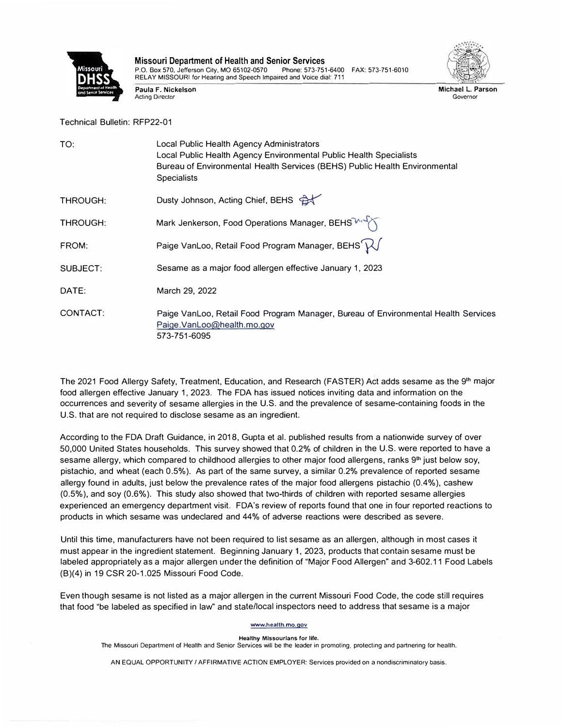**Missouri Department of Health and Senior Services**
P.O. Box 570, Jefferson City, MO 65102-0570 Phone: 573-751-6400 FAX: 573-751-6010
RELAY MISSOURI for Hearing and Speech Impaired and Voice dial: 711

**Paula F. Nickelson**
Acting Director

**Michael L. Parson**
Governor

Technical Bulletin: RFP22-01

| | |
|---|---|
| TO: | Local Public Health Agency Administrators<br>Local Public Health Agency Environmental Public Health Specialists<br>Bureau of Environmental Health Services (BEHS) Public Health Environmental Specialists |
| THROUGH: | Dusty Johnson, Acting Chief, BEHS |
| THROUGH: | Mark Jenkerson, Food Operations Manager, BEHS |
| FROM: | Paige VanLoo, Retail Food Program Manager, BEHS |
| SUBJECT: | Sesame as a major food allergen effective January 1, 2023 |
| DATE: | March 29, 2022 |
| CONTACT: | Paige VanLoo, Retail Food Program Manager, Bureau of Environmental Health Services<br>Paige.VanLoo@health.mo.gov<br>573-751-6095 |

The 2021 Food Allergy Safety, Treatment, Education, and Research (FASTER) Act adds sesame as the 9th major food allergen effective January 1, 2023. The FDA has issued notices inviting data and information on the occurrences and severity of sesame allergies in the U.S. and the prevalence of sesame-containing foods in the U.S. that are not required to disclose sesame as an ingredient.

According to the FDA Draft Guidance, in 2018, Gupta et al. published results from a nationwide survey of over 50,000 United States households. This survey showed that 0.2% of children in the U.S. were reported to have a sesame allergy, which compared to childhood allergies to other major food allergens, ranks 9th just below soy, pistachio, and wheat (each 0.5%). As part of the same survey, a similar 0.2% prevalence of reported sesame allergy found in adults, just below the prevalence rates of the major food allergens pistachio (0.4%), cashew (0.5%), and soy (0.6%). This study also showed that two-thirds of children with reported sesame allergies experienced an emergency department visit. FDA's review of reports found that one in four reported reactions to products in which sesame was undeclared and 44% of adverse reactions were described as severe.

Until this time, manufacturers have not been required to list sesame as an allergen, although in most cases it must appear in the ingredient statement. Beginning January 1, 2023, products that contain sesame must be labeled appropriately as a major allergen under the definition of "Major Food Allergen" and 3-602.11 Food Labels (B)(4) in 19 CSR 20-1.025 Missouri Food Code.

Even though sesame is not listed as a major allergen in the current Missouri Food Code, the code still requires that food "be labeled as specified in law" and state/local inspectors need to address that sesame is a major

www.health.mo.gov

**Healthy Missourians for life.**
The Missouri Department of Health and Senior Services will be the leader in promoting, protecting and partnering for health.

AN EQUAL OPPORTUNITY / AFFIRMATIVE ACTION EMPLOYER: Services provided on a nondiscriminatory basis.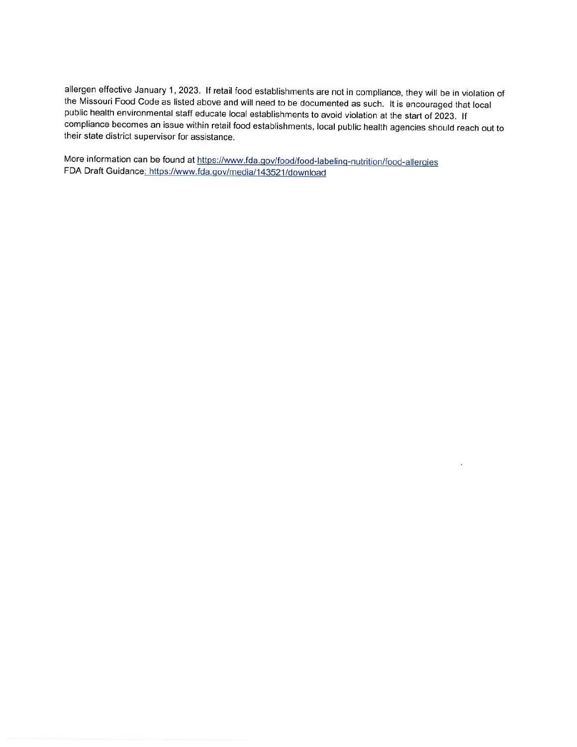allergen effective January 1, 2023. If retail food establishments are not in compliance, they will be in violation of the Missouri Food Code as listed above and will need to be documented as such. It is encouraged that local public health environmental staff educate local establishments to avoid violation at the start of 2023. If compliance becomes an issue within retail food establishments, local public health agencies should reach out to their state district supervisor for assistance.

More information can be found at https://www.fda.gov/food/food-labeling-nutrition/food-allergies
FDA Draft Guidance: https://www.fda.gov/media/143521/download